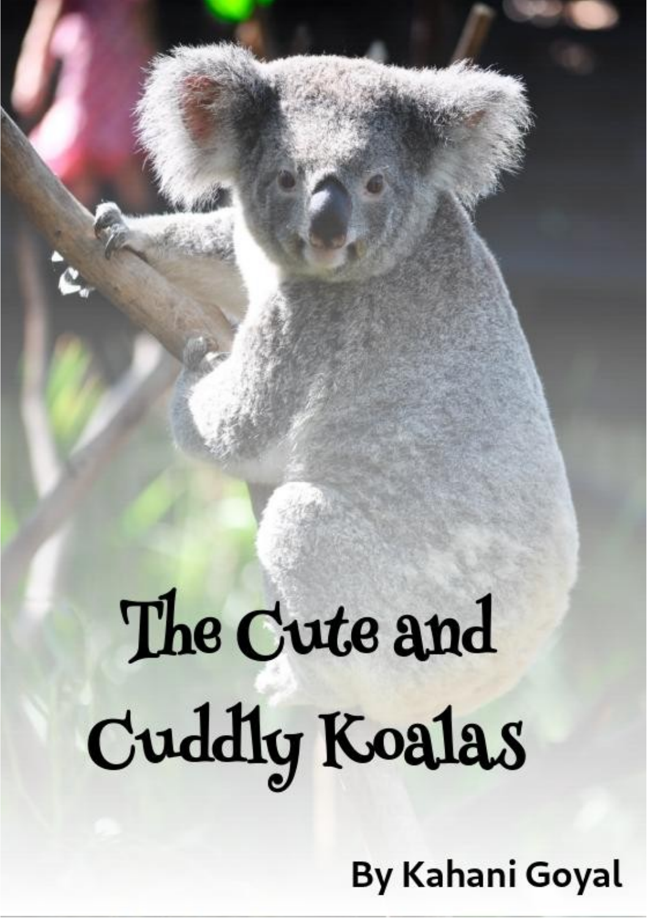# The Cute and Cuddly Koalas

By Kahani Goyal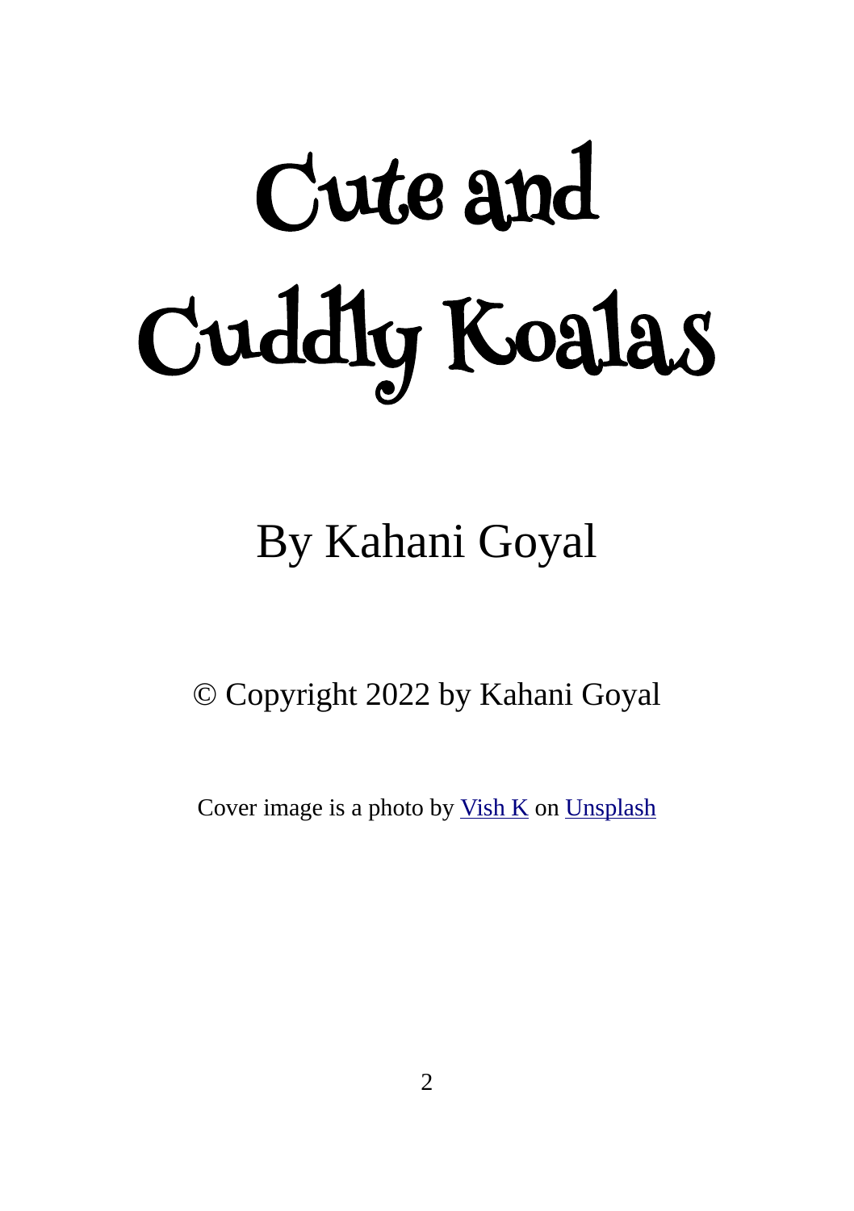# Cute and Cuddly Koalas

By Kahani Goyal

© Copyright 2022 by Kahani Goyal

Cover image is a photo by Vish K on Unsplash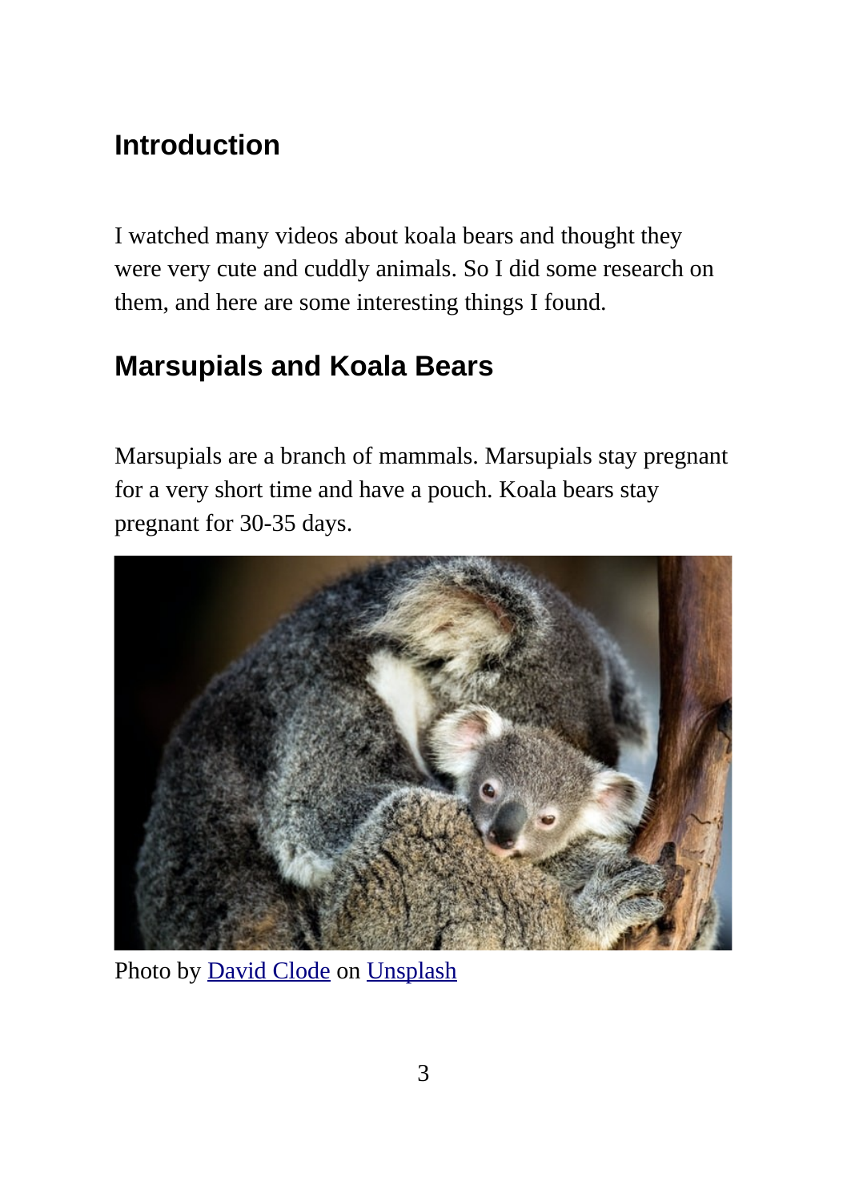## Introduction

I watched many videos about koala bears and thought they were very cute and cuddly animals. So I did some research on them, and here are some interesting things I found.

## Marsupials and Koala Bears

Marsupials are a branch of mammals. Marsupials stay pregnant for a very short time and have a pouch. Koala bears stay pregnant for 30-35 days.

Photo by [David Clode](https://unsplash.com) on [Unsplash](https://unsplash.com)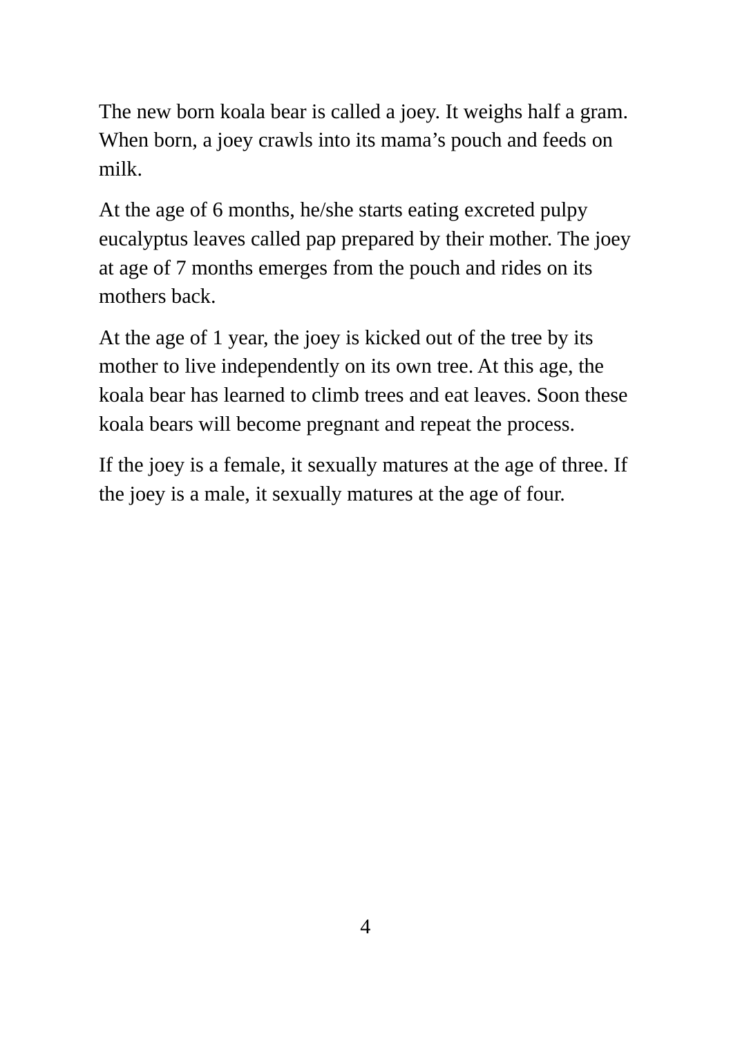The new born koala bear is called a joey. It weighs half a gram. When born, a joey crawls into its mama's pouch and feeds on milk.

At the age of 6 months, he/she starts eating excreted pulpy eucalyptus leaves called pap prepared by their mother. The joey at age of 7 months emerges from the pouch and rides on its mothers back.

At the age of 1 year, the joey is kicked out of the tree by its mother to live independently on its own tree. At this age, the koala bear has learned to climb trees and eat leaves. Soon these koala bears will become pregnant and repeat the process.

If the joey is a female, it sexually matures at the age of three. If the joey is a male, it sexually matures at the age of four.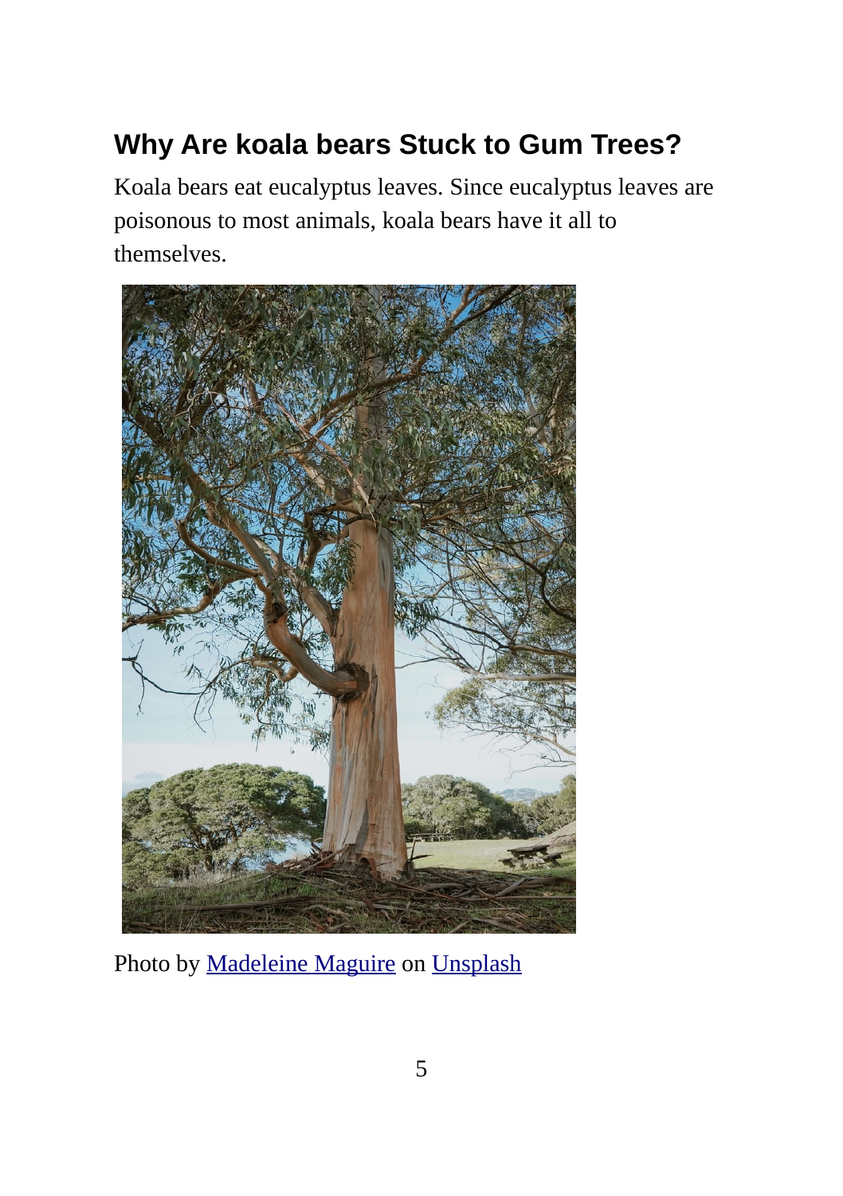## Why Are koala bears Stuck to Gum Trees?

Koala bears eat eucalyptus leaves. Since eucalyptus leaves are poisonous to most animals, koala bears have it all to themselves.

Photo by [Madeleine Maguire](#) on [Unsplash](#)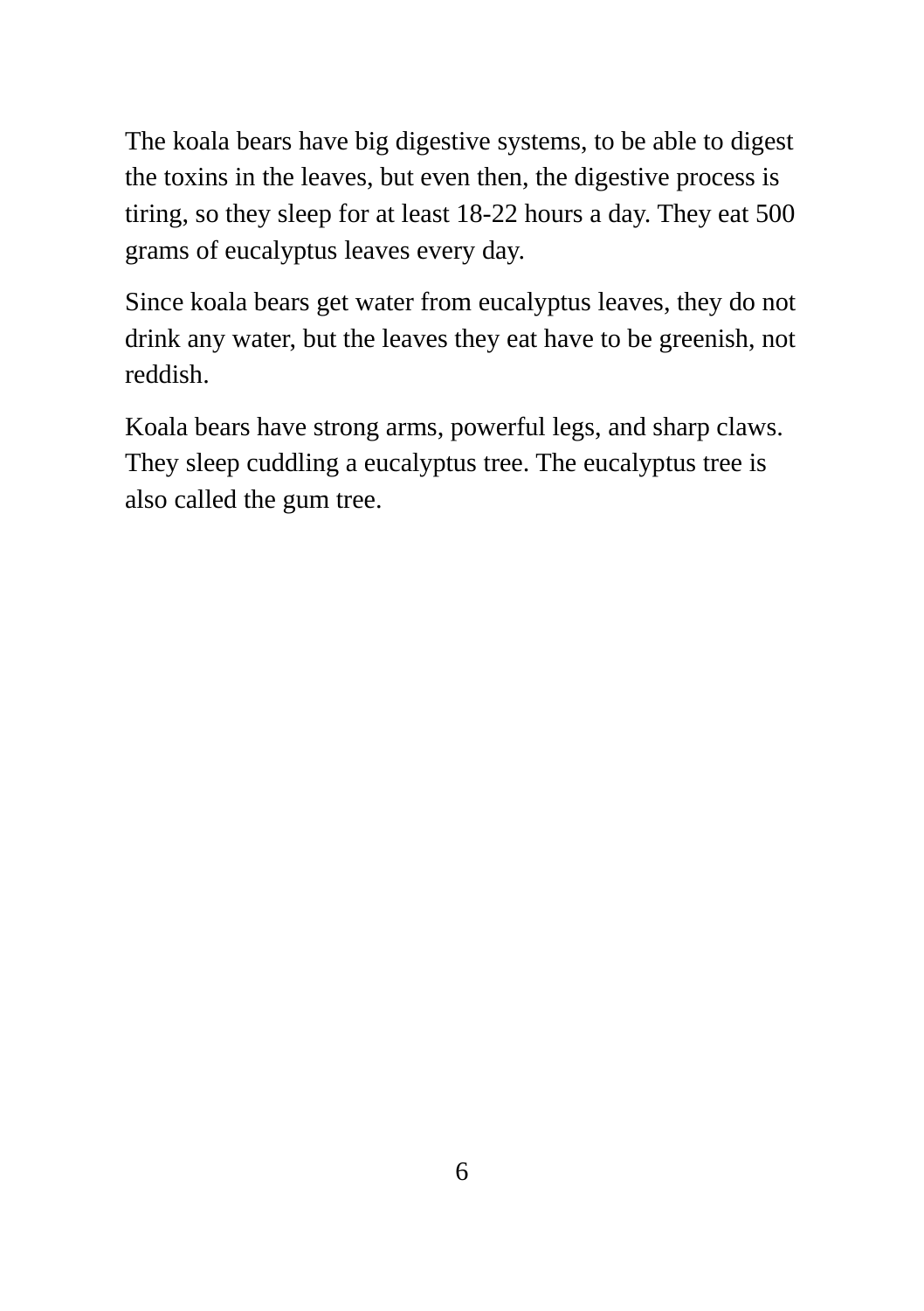The koala bears have big digestive systems, to be able to digest the toxins in the leaves, but even then, the digestive process is tiring, so they sleep for at least 18-22 hours a day. They eat 500 grams of eucalyptus leaves every day.

Since koala bears get water from eucalyptus leaves, they do not drink any water, but the leaves they eat have to be greenish, not reddish.

Koala bears have strong arms, powerful legs, and sharp claws. They sleep cuddling a eucalyptus tree. The eucalyptus tree is also called the gum tree.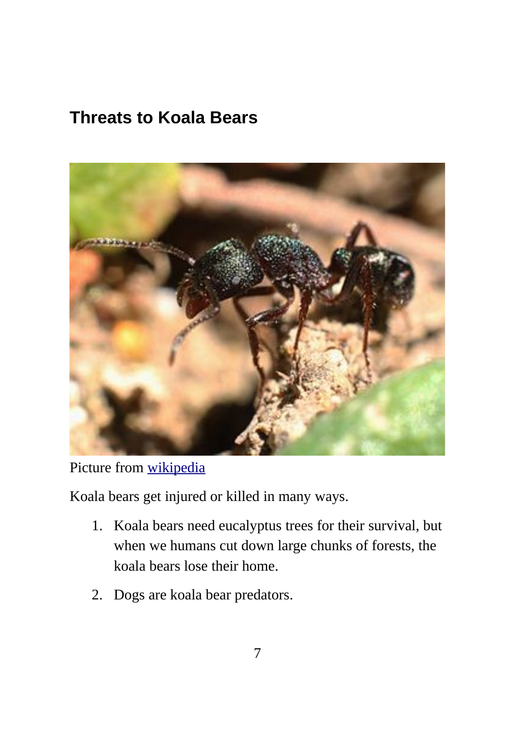## Threats to Koala Bears

Picture from wikipedia

Koala bears get injured or killed in many ways.

1. Koala bears need eucalyptus trees for their survival, but when we humans cut down large chunks of forests, the koala bears lose their home.

2. Dogs are koala bear predators.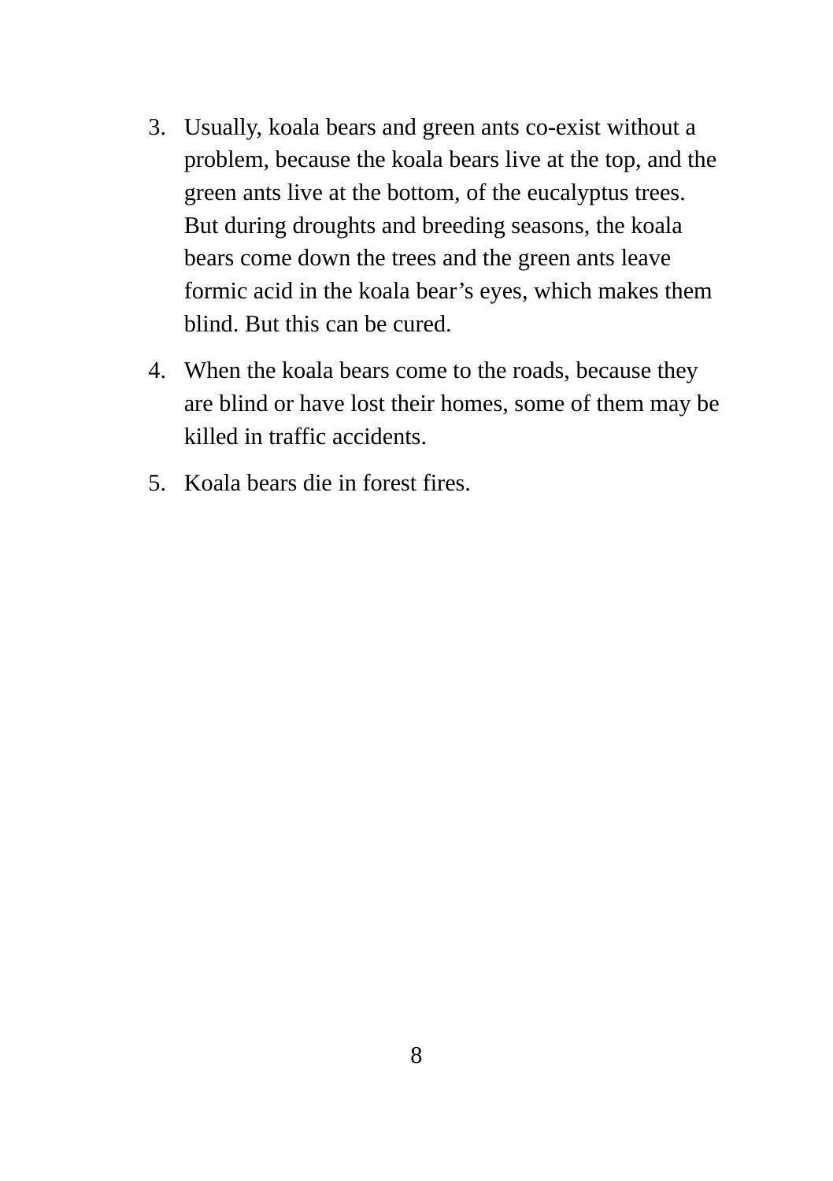3. Usually, koala bears and green ants co-exist without a problem, because the koala bears live at the top, and the green ants live at the bottom, of the eucalyptus trees. But during droughts and breeding seasons, the koala bears come down the trees and the green ants leave formic acid in the koala bear's eyes, which makes them blind. But this can be cured.
4. When the koala bears come to the roads, because they are blind or have lost their homes, some of them may be killed in traffic accidents.
5. Koala bears die in forest fires.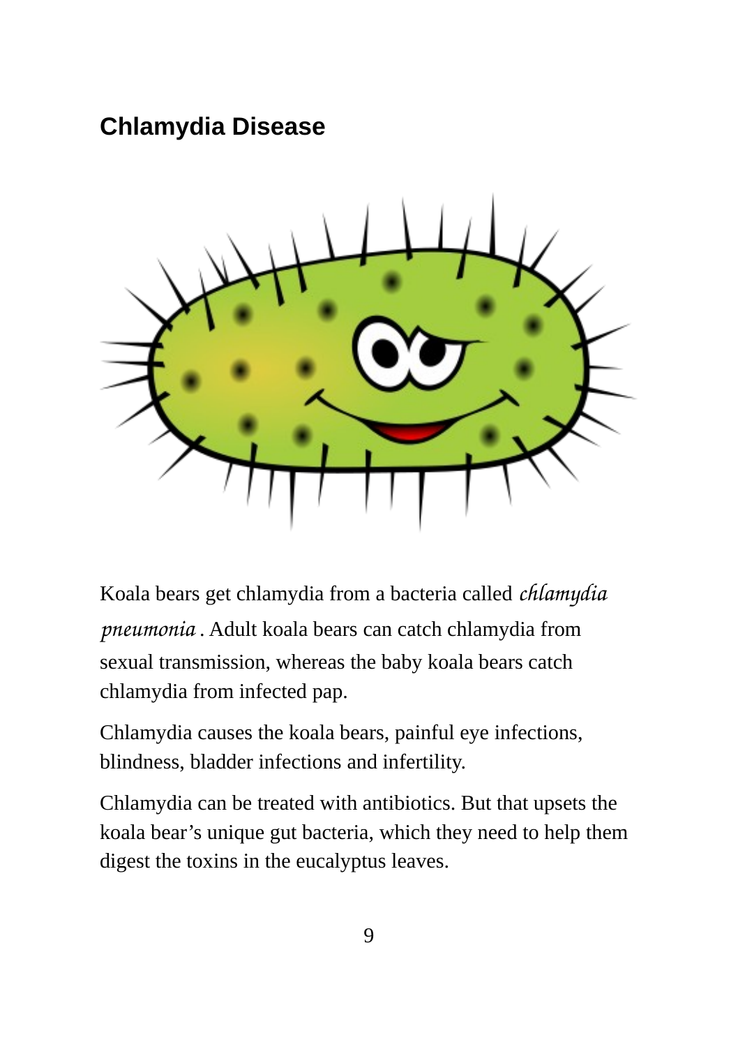## Chlamydia Disease

Koala bears get chlamydia from a bacteria called *chlamydia pneumonia* . Adult koala bears can catch chlamydia from sexual transmission, whereas the baby koala bears catch chlamydia from infected pap.

Chlamydia causes the koala bears, painful eye infections, blindness, bladder infections and infertility.

Chlamydia can be treated with antibiotics. But that upsets the koala bear's unique gut bacteria, which they need to help them digest the toxins in the eucalyptus leaves.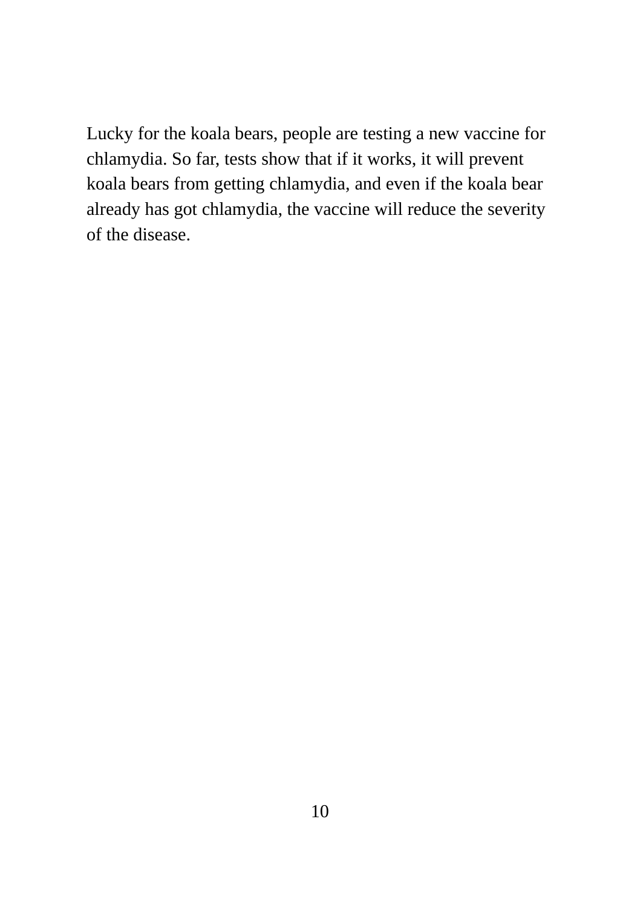Lucky for the koala bears, people are testing a new vaccine for chlamydia. So far, tests show that if it works, it will prevent koala bears from getting chlamydia, and even if the koala bear already has got chlamydia, the vaccine will reduce the severity of the disease.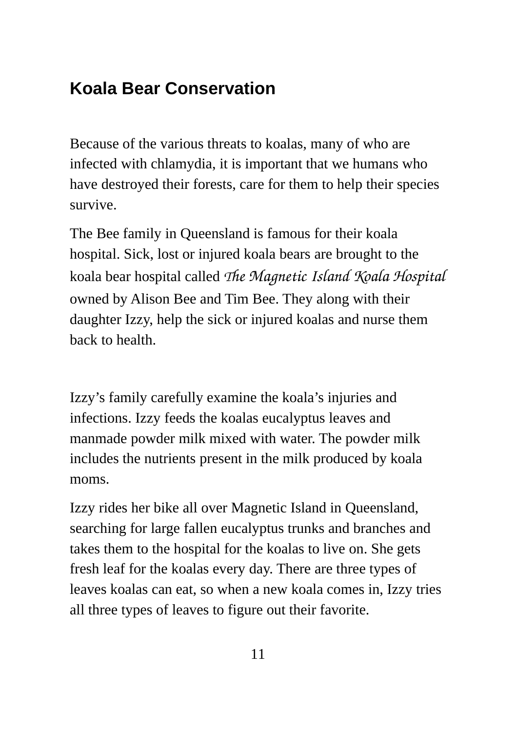## Koala Bear Conservation

Because of the various threats to koalas, many of who are infected with chlamydia, it is important that we humans who have destroyed their forests, care for them to help their species survive.

The Bee family in Queensland is famous for their koala hospital. Sick, lost or injured koala bears are brought to the koala bear hospital called *The Magnetic Island Koala Hospital* owned by Alison Bee and Tim Bee. They along with their daughter Izzy, help the sick or injured koalas and nurse them back to health.

Izzy's family carefully examine the koala's injuries and infections. Izzy feeds the koalas eucalyptus leaves and manmade powder milk mixed with water. The powder milk includes the nutrients present in the milk produced by koala moms.

Izzy rides her bike all over Magnetic Island in Queensland, searching for large fallen eucalyptus trunks and branches and takes them to the hospital for the koalas to live on. She gets fresh leaf for the koalas every day. There are three types of leaves koalas can eat, so when a new koala comes in, Izzy tries all three types of leaves to figure out their favorite.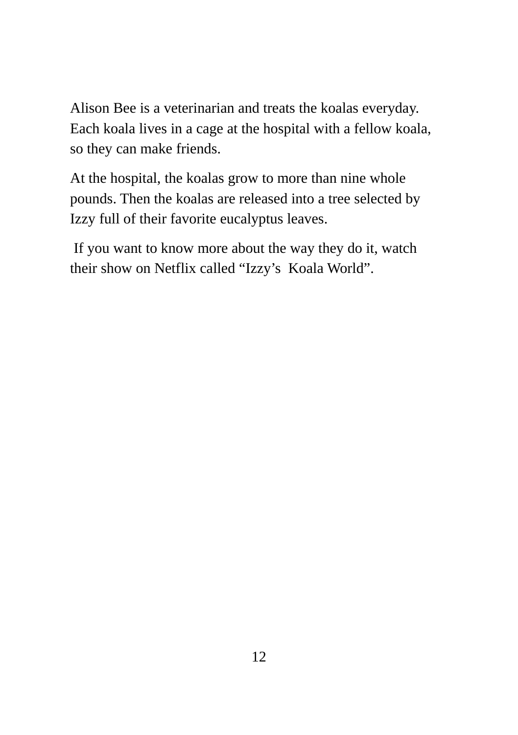Alison Bee is a veterinarian and treats the koalas everyday. Each koala lives in a cage at the hospital with a fellow koala, so they can make friends.

At the hospital, the koalas grow to more than nine whole pounds. Then the koalas are released into a tree selected by Izzy full of their favorite eucalyptus leaves.

If you want to know more about the way they do it, watch their show on Netflix called “Izzy’s Koala World”.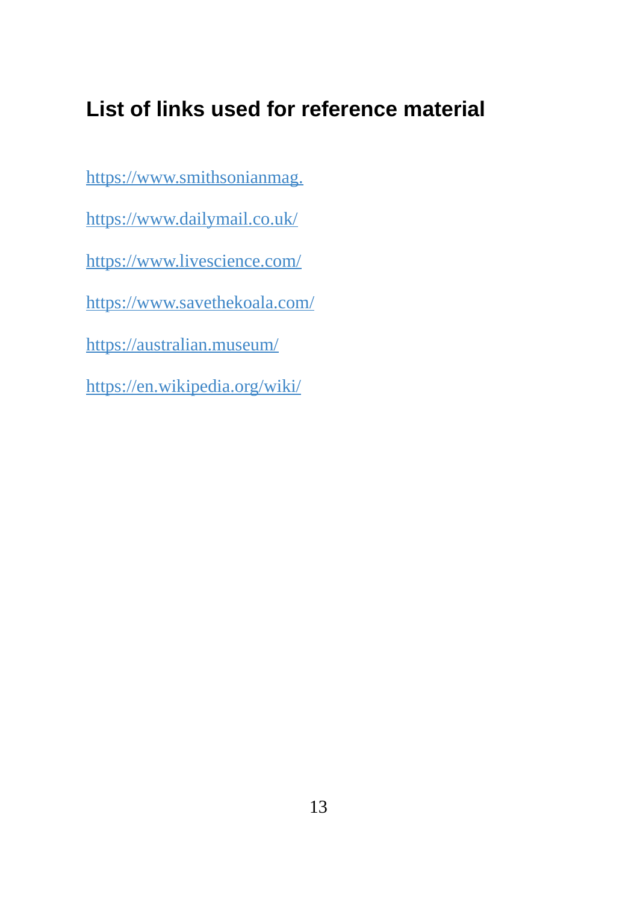## List of links used for reference material

https://www.smithsonianmag.

https://www.dailymail.co.uk/

https://www.livescience.com/

https://www.savethekoala.com/

https://australian.museum/

https://en.wikipedia.org/wiki/